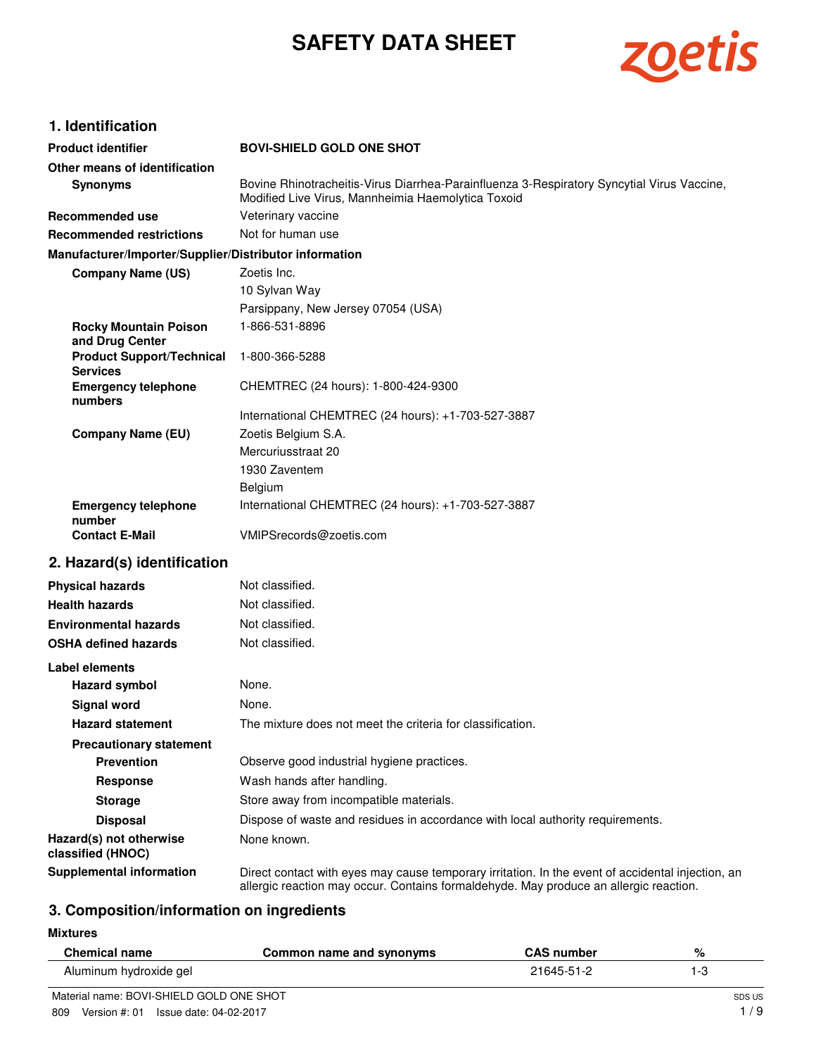# SAFETY DATA SHEET

## 1. Identification

**Product identifier** BOVI-SHIELD GOLD ONE SHOT

**Other means of identification**

**Synonyms** Bovine Rhinotracheitis-Virus Diarrhea-Parainfluenza 3-Respiratory Syncytial Virus Vaccine, Modified Live Virus, Mannheimia Haemolytica Toxoid

**Recommended use** Veterinary vaccine

**Recommended restrictions** Not for human use

**Manufacturer/Importer/Supplier/Distributor information**

**Company Name (US)** Zoetis Inc.
10 Sylvan Way
Parsippany, New Jersey 07054 (USA)

**Rocky Mountain Poison and Drug Center** 1-866-531-8896

**Product Support/Technical Services** 1-800-366-5288

**Emergency telephone numbers** CHEMTREC (24 hours): 1-800-424-9300
International CHEMTREC (24 hours): +1-703-527-3887

**Company Name (EU)** Zoetis Belgium S.A.
Mercuriusstraat 20
1930 Zaventem
Belgium

**Emergency telephone number** International CHEMTREC (24 hours): +1-703-527-3887

**Contact E-Mail** VMIPSrecords@zoetis.com

## 2. Hazard(s) identification

**Physical hazards** Not classified.

**Health hazards** Not classified.

**Environmental hazards** Not classified.

**OSHA defined hazards** Not classified.

**Label elements**

**Hazard symbol** None.

**Signal word** None.

**Hazard statement** The mixture does not meet the criteria for classification.

**Precautionary statement**

**Prevention** Observe good industrial hygiene practices.

**Response** Wash hands after handling.

**Storage** Store away from incompatible materials.

**Disposal** Dispose of waste and residues in accordance with local authority requirements.

**Hazard(s) not otherwise classified (HNOC)** None known.

**Supplemental information** Direct contact with eyes may cause temporary irritation. In the event of accidental injection, an allergic reaction may occur. Contains formaldehyde. May produce an allergic reaction.

## 3. Composition/information on ingredients

**Mixtures**

| Chemical name | Common name and synonyms | CAS number | % |
|---|---|---|---|
| Aluminum hydroxide gel | | 21645-51-2 | 1-3 |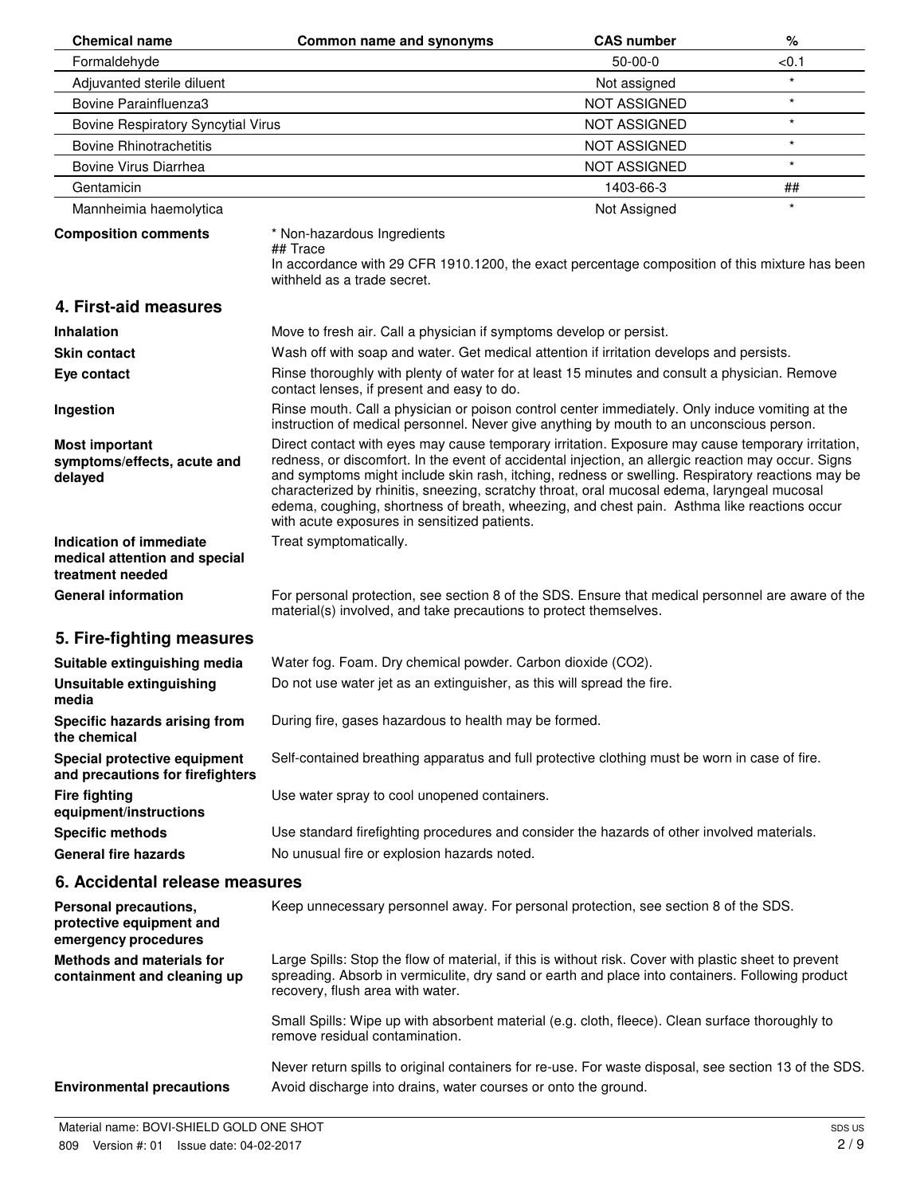| Chemical name | Common name and synonyms | CAS number | % |
|---|---|---|---|
| Formaldehyde | | 50-00-0 | <0.1 |
| Adjuvanted sterile diluent | | Not assigned | * |
| Bovine Parainfluenza3 | | NOT ASSIGNED | * |
| Bovine Respiratory Syncytial Virus | | NOT ASSIGNED | * |
| Bovine Rhinotrachetitis | | NOT ASSIGNED | * |
| Bovine Virus Diarrhea | | NOT ASSIGNED | * |
| Gentamicin | | 1403-66-3 | ## |
| Mannheimia haemolytica | | Not Assigned | * |

**Composition comments**
* Non-hazardous Ingredients
## Trace
In accordance with 29 CFR 1910.1200, the exact percentage composition of this mixture has been withheld as a trade secret.

## 4. First-aid measures

**Inhalation** Move to fresh air. Call a physician if symptoms develop or persist.

**Skin contact** Wash off with soap and water. Get medical attention if irritation develops and persists.

**Eye contact** Rinse thoroughly with plenty of water for at least 15 minutes and consult a physician. Remove contact lenses, if present and easy to do.

**Ingestion** Rinse mouth. Call a physician or poison control center immediately. Only induce vomiting at the instruction of medical personnel. Never give anything by mouth to an unconscious person.

**Most important symptoms/effects, acute and delayed** Direct contact with eyes may cause temporary irritation. Exposure may cause temporary irritation, redness, or discomfort. In the event of accidental injection, an allergic reaction may occur. Signs and symptoms might include skin rash, itching, redness or swelling. Respiratory reactions may be characterized by rhinitis, sneezing, scratchy throat, oral mucosal edema, laryngeal mucosal edema, coughing, shortness of breath, wheezing, and chest pain. Asthma like reactions occur with acute exposures in sensitized patients.

**Indication of immediate medical attention and special treatment needed** Treat symptomatically.

**General information** For personal protection, see section 8 of the SDS. Ensure that medical personnel are aware of the material(s) involved, and take precautions to protect themselves.

## 5. Fire-fighting measures

**Suitable extinguishing media** Water fog. Foam. Dry chemical powder. Carbon dioxide ($CO_2$).

**Unsuitable extinguishing media** Do not use water jet as an extinguisher, as this will spread the fire.

**Specific hazards arising from the chemical** During fire, gases hazardous to health may be formed.

**Special protective equipment and precautions for firefighters** Self-contained breathing apparatus and full protective clothing must be worn in case of fire.

**Fire fighting equipment/instructions** Use water spray to cool unopened containers.

**Specific methods** Use standard firefighting procedures and consider the hazards of other involved materials.

**General fire hazards** No unusual fire or explosion hazards noted.

## 6. Accidental release measures

**Personal precautions, protective equipment and emergency procedures** Keep unnecessary personnel away. For personal protection, see section 8 of the SDS.

**Methods and materials for containment and cleaning up** Large Spills: Stop the flow of material, if this is without risk. Cover with plastic sheet to prevent spreading. Absorb in vermiculite, dry sand or earth and place into containers. Following product recovery, flush area with water.

Small Spills: Wipe up with absorbent material (e.g. cloth, fleece). Clean surface thoroughly to remove residual contamination.

Never return spills to original containers for re-use. For waste disposal, see section 13 of the SDS.

**Environmental precautions** Avoid discharge into drains, water courses or onto the ground.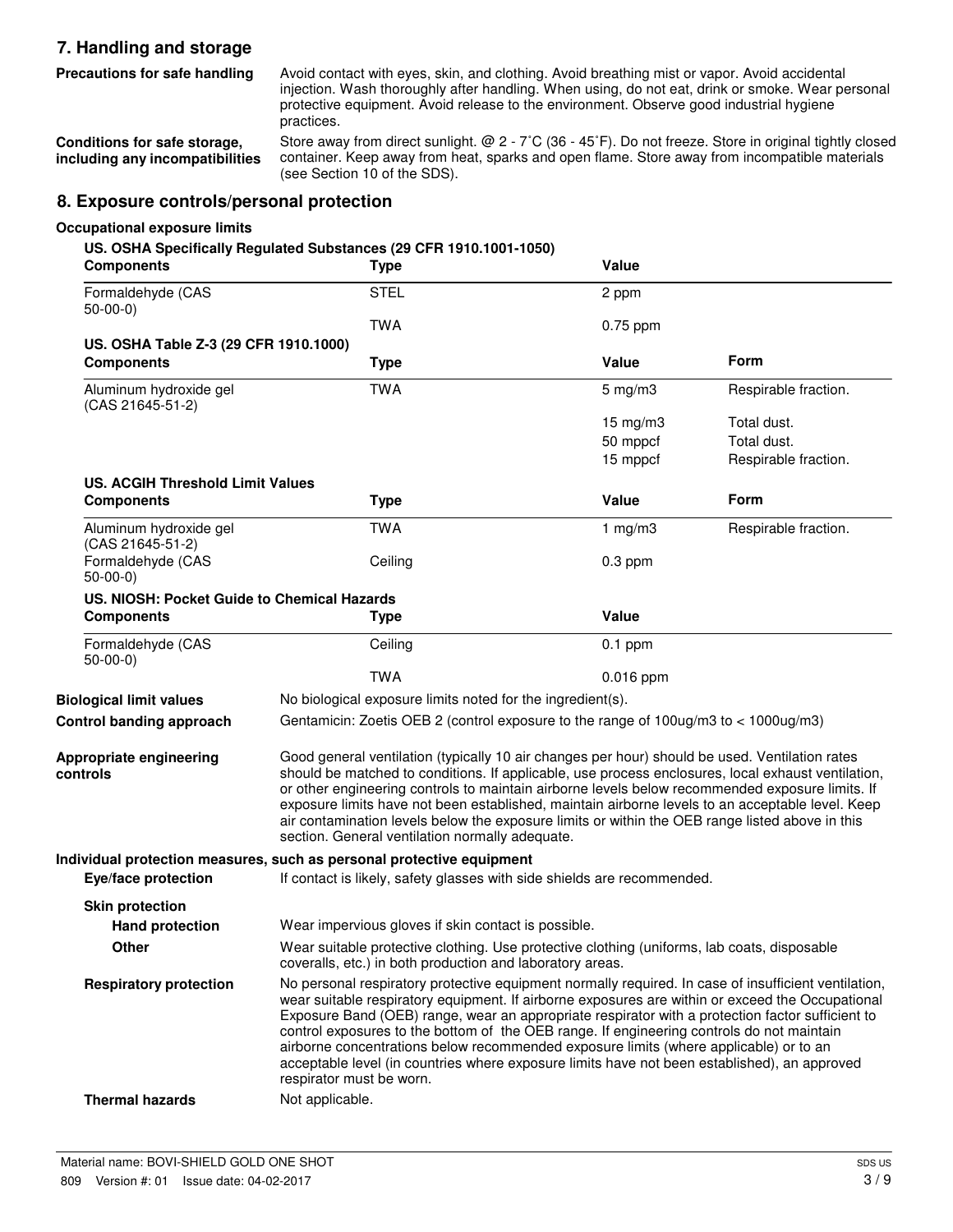## 7. Handling and storage

**Precautions for safe handling**

Avoid contact with eyes, skin, and clothing. Avoid breathing mist or vapor. Avoid accidental injection. Wash thoroughly after handling. When using, do not eat, drink or smoke. Wear personal protective equipment. Avoid release to the environment. Observe good industrial hygiene practices.

**Conditions for safe storage, including any incompatibilities**

Store away from direct sunlight. @ 2 - 7˚C (36 - 45˚F). Do not freeze. Store in original tightly closed container. Keep away from heat, sparks and open flame. Store away from incompatible materials (see Section 10 of the SDS).

## 8. Exposure controls/personal protection

### Occupational exposure limits

**US. OSHA Specifically Regulated Substances (29 CFR 1910.1001-1050)**

| Components | Type | Value |
|---|---|---|
| Formaldehyde (CAS 50-00-0) | STEL | 2 ppm |
| | TWA | 0.75 ppm |

**US. OSHA Table Z-3 (29 CFR 1910.1000)**

| Components | Type | Value | Form |
|---|---|---|---|
| Aluminum hydroxide gel (CAS 21645-51-2) | TWA | 5 mg/m3 | Respirable fraction. |
| | | 15 mg/m3 | Total dust. |
| | | 50 mppcf | Total dust. |
| | | 15 mppcf | Respirable fraction. |

**US. ACGIH Threshold Limit Values**

| Components | Type | Value | Form |
|---|---|---|---|
| Aluminum hydroxide gel (CAS 21645-51-2) | TWA | 1 mg/m3 | Respirable fraction. |
| Formaldehyde (CAS 50-00-0) | Ceiling | 0.3 ppm | |

**US. NIOSH: Pocket Guide to Chemical Hazards**

| Components | Type | Value |
|---|---|---|
| Formaldehyde (CAS 50-00-0) | Ceiling | 0.1 ppm |
| | TWA | 0.016 ppm |

**Biological limit values**

No biological exposure limits noted for the ingredient(s).

**Control banding approach**

Gentamicin: Zoetis OEB 2 (control exposure to the range of 100ug/m3 to < 1000ug/m3)

**Appropriate engineering controls**

Good general ventilation (typically 10 air changes per hour) should be used. Ventilation rates should be matched to conditions. If applicable, use process enclosures, local exhaust ventilation, or other engineering controls to maintain airborne levels below recommended exposure limits. If exposure limits have not been established, maintain airborne levels to an acceptable level. Keep air contamination levels below the exposure limits or within the OEB range listed above in this section. General ventilation normally adequate.

### Individual protection measures, such as personal protective equipment

**Eye/face protection**

If contact is likely, safety glasses with side shields are recommended.

**Skin protection**

**Hand protection**

Wear impervious gloves if skin contact is possible.

**Other**

Wear suitable protective clothing. Use protective clothing (uniforms, lab coats, disposable coveralls, etc.) in both production and laboratory areas.

**Respiratory protection**

No personal respiratory protective equipment normally required. In case of insufficient ventilation, wear suitable respiratory equipment. If airborne exposures are within or exceed the Occupational Exposure Band (OEB) range, wear an appropriate respirator with a protection factor sufficient to control exposures to the bottom of the OEB range. If engineering controls do not maintain airborne concentrations below recommended exposure limits (where applicable) or to an acceptable level (in countries where exposure limits have not been established), an approved respirator must be worn.

**Thermal hazards**

Not applicable.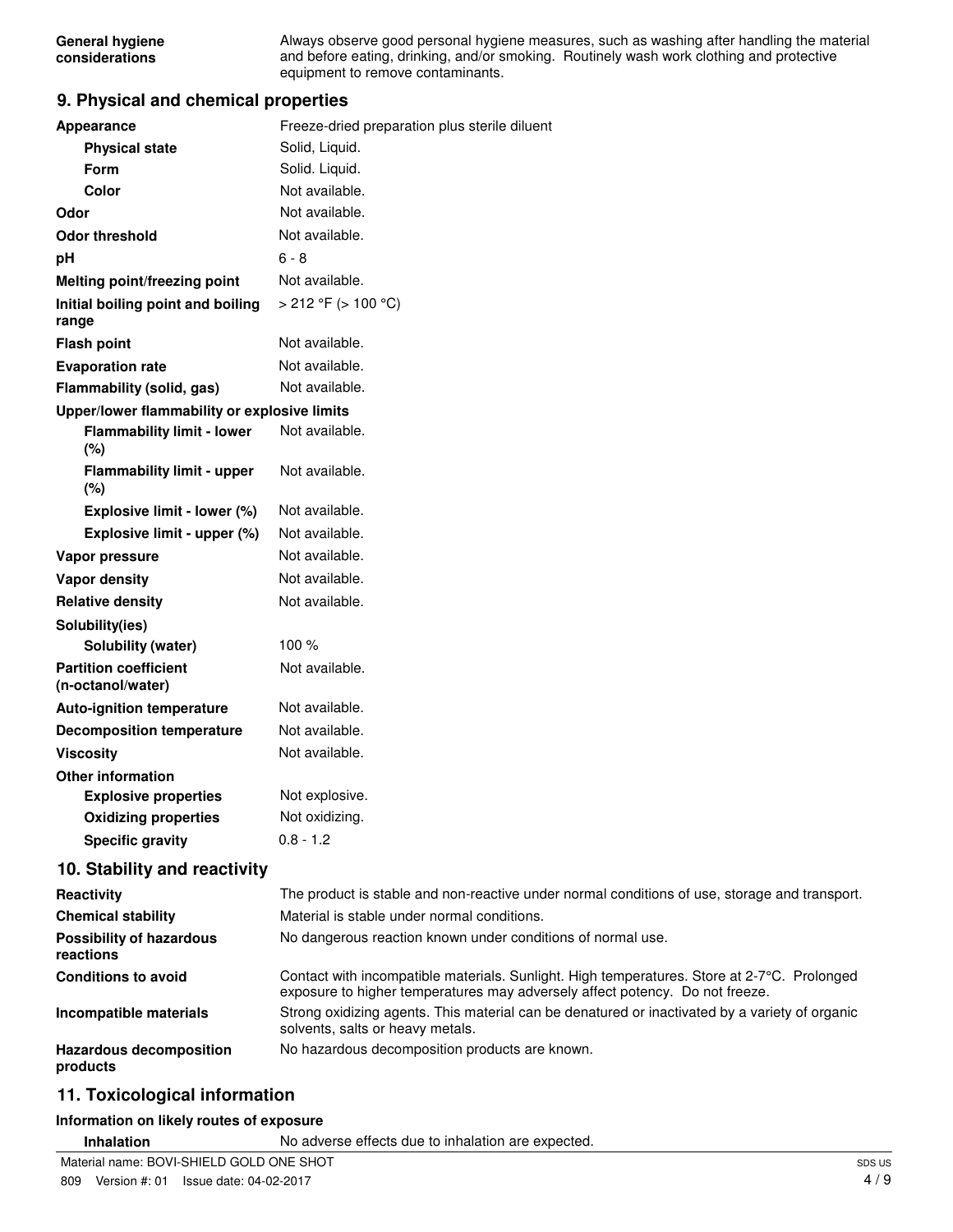**General hygiene considerations**: Always observe good personal hygiene measures, such as washing after handling the material and before eating, drinking, and/or smoking. Routinely wash work clothing and protective equipment to remove contaminants.

## 9. Physical and chemical properties

| Property | Value |
|---|---|
| **Appearance** | Freeze-dried preparation plus sterile diluent |
| **Physical state** | Solid, Liquid. |
| **Form** | Solid. Liquid. |
| **Color** | Not available. |
| **Odor** | Not available. |
| **Odor threshold** | Not available. |
| **pH** | 6 - 8 |
| **Melting point/freezing point** | Not available. |
| **Initial boiling point and boiling range** | > 212 °F (> 100 °C) |
| **Flash point** | Not available. |
| **Evaporation rate** | Not available. |
| **Flammability (solid, gas)** | Not available. |
| **Upper/lower flammability or explosive limits** | |
| **Flammability limit - lower (%)** | Not available. |
| **Flammability limit - upper (%)** | Not available. |
| **Explosive limit - lower (%)** | Not available. |
| **Explosive limit - upper (%)** | Not available. |
| **Vapor pressure** | Not available. |
| **Vapor density** | Not available. |
| **Relative density** | Not available. |
| **Solubility(ies)** | |
| **Solubility (water)** | 100 % |
| **Partition coefficient (n-octanol/water)** | Not available. |
| **Auto-ignition temperature** | Not available. |
| **Decomposition temperature** | Not available. |
| **Viscosity** | Not available. |
| **Other information** | |
| **Explosive properties** | Not explosive. |
| **Oxidizing properties** | Not oxidizing. |
| **Specific gravity** | 0.8 - 1.2 |

## 10. Stability and reactivity

| | |
|---|---|
| **Reactivity** | The product is stable and non-reactive under normal conditions of use, storage and transport. |
| **Chemical stability** | Material is stable under normal conditions. |
| **Possibility of hazardous reactions** | No dangerous reaction known under conditions of normal use. |
| **Conditions to avoid** | Contact with incompatible materials. Sunlight. High temperatures. Store at 2-7°C. Prolonged exposure to higher temperatures may adversely affect potency. Do not freeze. |
| **Incompatible materials** | Strong oxidizing agents. This material can be denatured or inactivated by a variety of organic solvents, salts or heavy metals. |
| **Hazardous decomposition products** | No hazardous decomposition products are known. |

## 11. Toxicological information

**Information on likely routes of exposure**

**Inhalation**: No adverse effects due to inhalation are expected.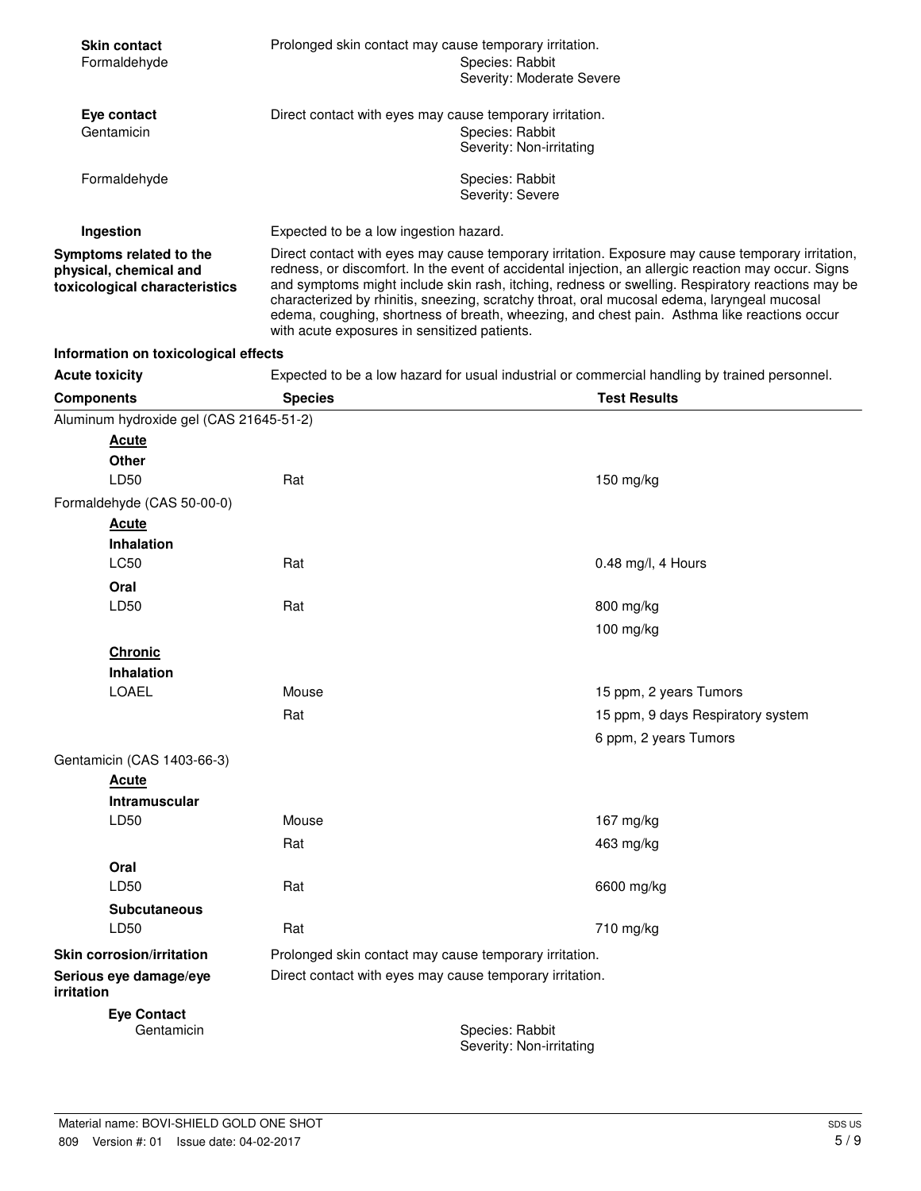**Skin contact**
Prolonged skin contact may cause temporary irritation.

Formaldehyde
Species: Rabbit
Severity: Moderate Severe

**Eye contact**
Direct contact with eyes may cause temporary irritation.

Gentamicin
Species: Rabbit
Severity: Non-irritating

Formaldehyde
Species: Rabbit
Severity: Severe

**Ingestion**
Expected to be a low ingestion hazard.

**Symptoms related to the physical, chemical and toxicological characteristics**
Direct contact with eyes may cause temporary irritation. Exposure may cause temporary irritation, redness, or discomfort. In the event of accidental injection, an allergic reaction may occur. Signs and symptoms might include skin rash, itching, redness or swelling. Respiratory reactions may be characterized by rhinitis, sneezing, scratchy throat, oral mucosal edema, laryngeal mucosal edema, coughing, shortness of breath, wheezing, and chest pain. Asthma like reactions occur with acute exposures in sensitized patients.

## Information on toxicological effects

**Acute toxicity**
Expected to be a low hazard for usual industrial or commercial handling by trained personnel.

| Components | Species | Test Results |
|---|---|---|
| Aluminum hydroxide gel (CAS 21645-51-2) | | |
| ***Acute*** | | |
| **Other** | | |
| LD50 | Rat | 150 mg/kg |
| Formaldehyde (CAS 50-00-0) | | |
| ***Acute*** | | |
| **Inhalation** | | |
| LC50 | Rat | 0.48 mg/l, 4 Hours |
| **Oral** | | |
| LD50 | Rat | 800 mg/kg |
| | | 100 mg/kg |
| ***Chronic*** | | |
| **Inhalation** | | |
| LOAEL | Mouse | 15 ppm, 2 years Tumors |
| | Rat | 15 ppm, 9 days Respiratory system |
| | | 6 ppm, 2 years Tumors |
| Gentamicin (CAS 1403-66-3) | | |
| ***Acute*** | | |
| **Intramuscular** | | |
| LD50 | Mouse | 167 mg/kg |
| | Rat | 463 mg/kg |
| **Oral** | | |
| LD50 | Rat | 6600 mg/kg |
| **Subcutaneous** | | |
| LD50 | Rat | 710 mg/kg |

**Skin corrosion/irritation**
Prolonged skin contact may cause temporary irritation.

**Serious eye damage/eye irritation**
Direct contact with eyes may cause temporary irritation.

**Eye Contact**

Gentamicin
Species: Rabbit
Severity: Non-irritating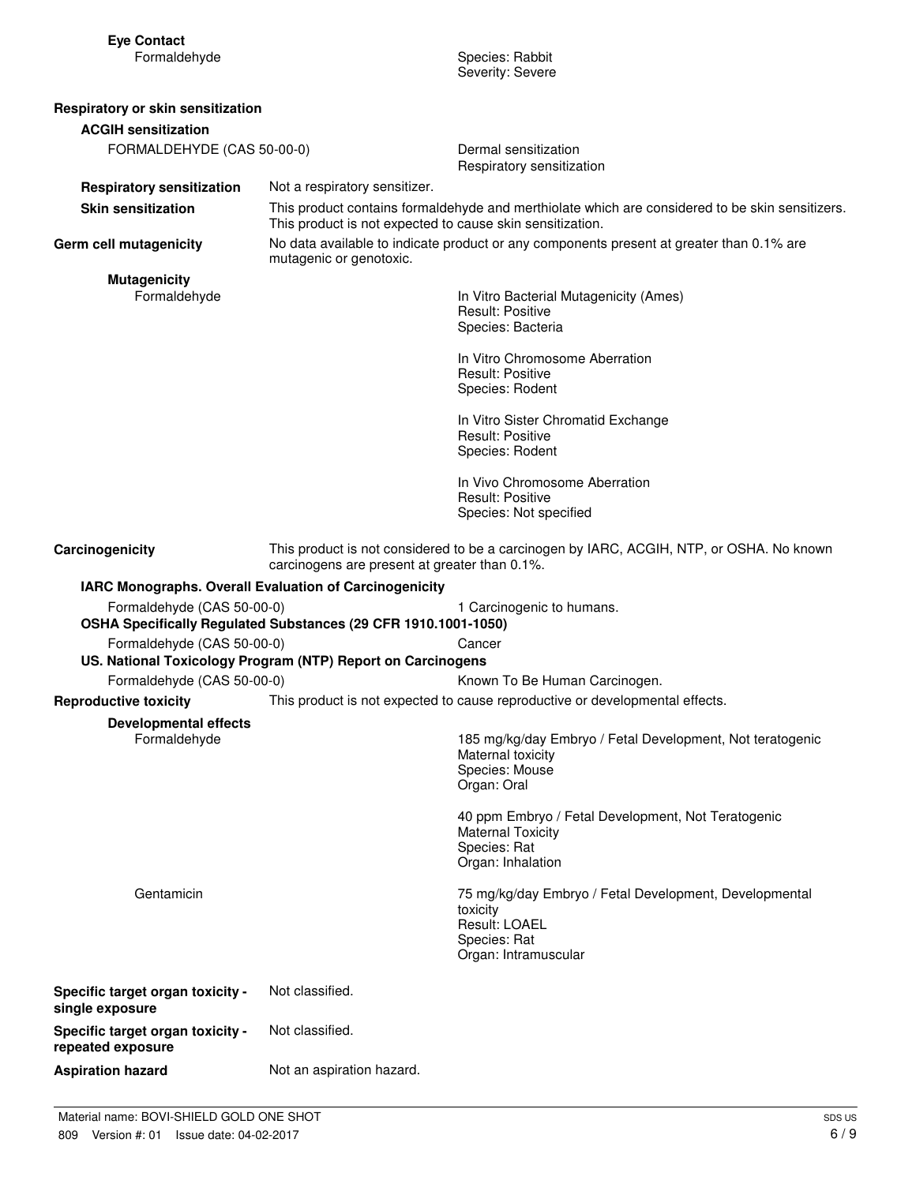**Eye Contact**

Formaldehyde — Species: Rabbit; Severity: Severe

**Respiratory or skin sensitization**

**ACGIH sensitization**

FORMALDEHYDE (CAS 50-00-0) — Dermal sensitization; Respiratory sensitization

**Respiratory sensitization** Not a respiratory sensitizer.

**Skin sensitization** This product contains formaldehyde and merthiolate which are considered to be skin sensitizers. This product is not expected to cause skin sensitization.

**Germ cell mutagenicity** No data available to indicate product or any components present at greater than 0.1% are mutagenic or genotoxic.

**Mutagenicity**

Formaldehyde

In Vitro Bacterial Mutagenicity (Ames)
Result: Positive
Species: Bacteria

In Vitro Chromosome Aberration
Result: Positive
Species: Rodent

In Vitro Sister Chromatid Exchange
Result: Positive
Species: Rodent

In Vivo Chromosome Aberration
Result: Positive
Species: Not specified

**Carcinogenicity** This product is not considered to be a carcinogen by IARC, ACGIH, NTP, or OSHA. No known carcinogens are present at greater than 0.1%.

**IARC Monographs. Overall Evaluation of Carcinogenicity**

Formaldehyde (CAS 50-00-0) — 1 Carcinogenic to humans.

**OSHA Specifically Regulated Substances (29 CFR 1910.1001-1050)**

Formaldehyde (CAS 50-00-0) — Cancer

**US. National Toxicology Program (NTP) Report on Carcinogens**

Formaldehyde (CAS 50-00-0) — Known To Be Human Carcinogen.

**Reproductive toxicity** This product is not expected to cause reproductive or developmental effects.

**Developmental effects**

Formaldehyde

185 mg/kg/day Embryo / Fetal Development, Not teratogenic
Maternal toxicity
Species: Mouse
Organ: Oral

40 ppm Embryo / Fetal Development, Not Teratogenic
Maternal Toxicity
Species: Rat
Organ: Inhalation

Gentamicin

75 mg/kg/day Embryo / Fetal Development, Developmental toxicity
Result: LOAEL
Species: Rat
Organ: Intramuscular

**Specific target organ toxicity - single exposure** Not classified.

**Specific target organ toxicity - repeated exposure** Not classified.

**Aspiration hazard** Not an aspiration hazard.

Material name: BOVI-SHIELD GOLD ONE SHOT
809 Version #: 01 Issue date: 04-02-2017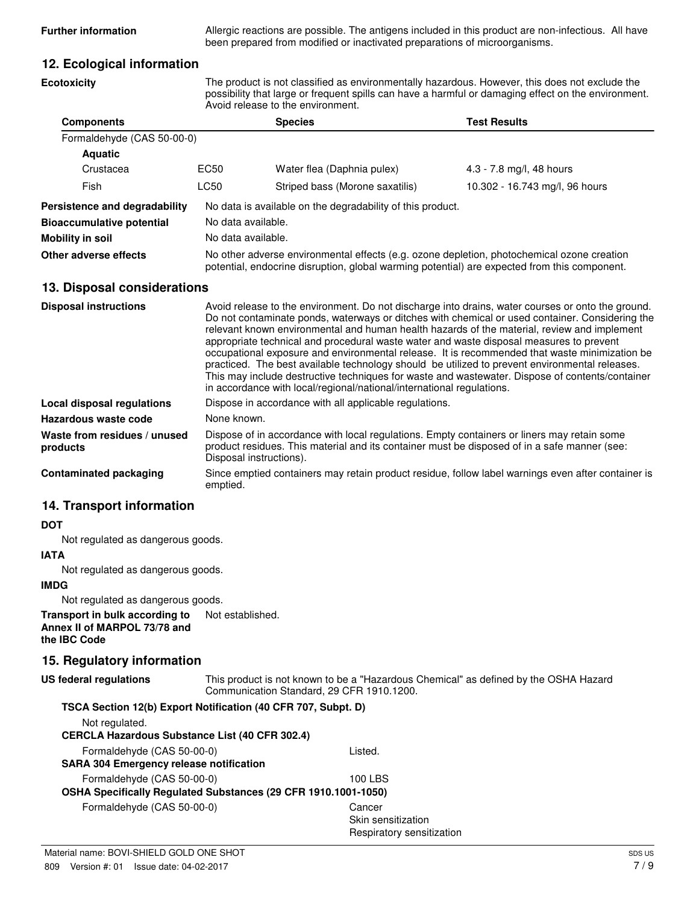**Further information** Allergic reactions are possible. The antigens included in this product are non-infectious. All have been prepared from modified or inactivated preparations of microorganisms.

## 12. Ecological information

**Ecotoxicity** The product is not classified as environmentally hazardous. However, this does not exclude the possibility that large or frequent spills can have a harmful or damaging effect on the environment. Avoid release to the environment.

| Components | | Species | Test Results |
|---|---|---|---|
| Formaldehyde (CAS 50-00-0) | | | |
| **Aquatic** | | | |
| Crustacea | EC50 | Water flea (Daphnia pulex) | 4.3 - 7.8 mg/l, 48 hours |
| Fish | LC50 | Striped bass (Morone saxatilis) | 10.302 - 16.743 mg/l, 96 hours |

**Persistence and degradability** No data is available on the degradability of this product.

**Bioaccumulative potential** No data available.

**Mobility in soil** No data available.

**Other adverse effects** No other adverse environmental effects (e.g. ozone depletion, photochemical ozone creation potential, endocrine disruption, global warming potential) are expected from this component.

## 13. Disposal considerations

**Disposal instructions** Avoid release to the environment. Do not discharge into drains, water courses or onto the ground. Do not contaminate ponds, waterways or ditches with chemical or used container. Considering the relevant known environmental and human health hazards of the material, review and implement appropriate technical and procedural waste water and waste disposal measures to prevent occupational exposure and environmental release. It is recommended that waste minimization be practiced. The best available technology should be utilized to prevent environmental releases. This may include destructive techniques for waste and wastewater. Dispose of contents/container in accordance with local/regional/national/international regulations.

**Local disposal regulations** Dispose in accordance with all applicable regulations.

**Hazardous waste code** None known.

**Waste from residues / unused products** Dispose of in accordance with local regulations. Empty containers or liners may retain some product residues. This material and its container must be disposed of in a safe manner (see: Disposal instructions).

**Contaminated packaging** Since emptied containers may retain product residue, follow label warnings even after container is emptied.

## 14. Transport information

**DOT**

Not regulated as dangerous goods.

**IATA**

Not regulated as dangerous goods.

**IMDG**

Not regulated as dangerous goods.

**Transport in bulk according to Annex II of MARPOL 73/78 and the IBC Code** Not established.

## 15. Regulatory information

**US federal regulations** This product is not known to be a "Hazardous Chemical" as defined by the OSHA Hazard Communication Standard, 29 CFR 1910.1200.

**TSCA Section 12(b) Export Notification (40 CFR 707, Subpt. D)**

Not regulated.

**CERCLA Hazardous Substance List (40 CFR 302.4)**

Formaldehyde (CAS 50-00-0) Listed.

**SARA 304 Emergency release notification**

Formaldehyde (CAS 50-00-0) 100 LBS

**OSHA Specifically Regulated Substances (29 CFR 1910.1001-1050)**

Formaldehyde (CAS 50-00-0) Cancer
Skin sensitization
Respiratory sensitization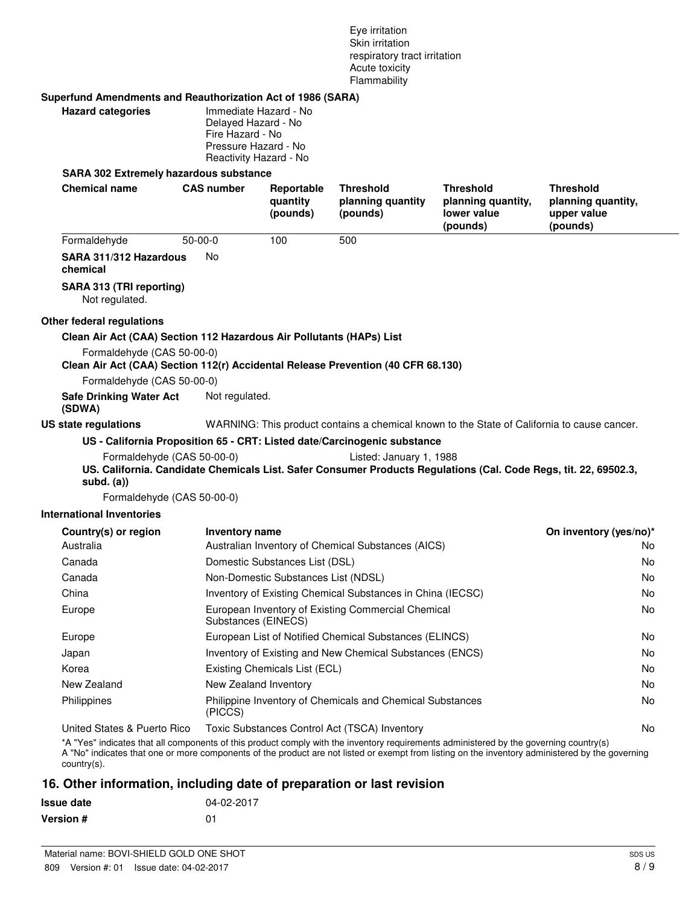Eye irritation
Skin irritation
respiratory tract irritation
Acute toxicity
Flammability

**Superfund Amendments and Reauthorization Act of 1986 (SARA)**

**Hazard categories**

Immediate Hazard - No
Delayed Hazard - No
Fire Hazard - No
Pressure Hazard - No
Reactivity Hazard - No

**SARA 302 Extremely hazardous substance**

| Chemical name | CAS number | Reportable quantity (pounds) | Threshold planning quantity (pounds) | Threshold planning quantity, lower value (pounds) | Threshold planning quantity, upper value (pounds) |
|---|---|---|---|---|---|
| Formaldehyde | 50-00-0 | 100 | 500 | | |

**SARA 311/312 Hazardous chemical** No

**SARA 313 (TRI reporting)**
Not regulated.

**Other federal regulations**

**Clean Air Act (CAA) Section 112 Hazardous Air Pollutants (HAPs) List**

Formaldehyde (CAS 50-00-0)

**Clean Air Act (CAA) Section 112(r) Accidental Release Prevention (40 CFR 68.130)**

Formaldehyde (CAS 50-00-0)

**Safe Drinking Water Act (SDWA)** Not regulated.

**US state regulations** WARNING: This product contains a chemical known to the State of California to cause cancer.

**US - California Proposition 65 - CRT: Listed date/Carcinogenic substance**

Formaldehyde (CAS 50-00-0) Listed: January 1, 1988

**US. California. Candidate Chemicals List. Safer Consumer Products Regulations (Cal. Code Regs, tit. 22, 69502.3, subd. (a))**

Formaldehyde (CAS 50-00-0)

**International Inventories**

| Country(s) or region | Inventory name | On inventory (yes/no)* |
|---|---|---|
| Australia | Australian Inventory of Chemical Substances (AICS) | No |
| Canada | Domestic Substances List (DSL) | No |
| Canada | Non-Domestic Substances List (NDSL) | No |
| China | Inventory of Existing Chemical Substances in China (IECSC) | No |
| Europe | European Inventory of Existing Commercial Chemical Substances (EINECS) | No |
| Europe | European List of Notified Chemical Substances (ELINCS) | No |
| Japan | Inventory of Existing and New Chemical Substances (ENCS) | No |
| Korea | Existing Chemicals List (ECL) | No |
| New Zealand | New Zealand Inventory | No |
| Philippines | Philippine Inventory of Chemicals and Chemical Substances (PICCS) | No |
| United States & Puerto Rico | Toxic Substances Control Act (TSCA) Inventory | No |

*A "Yes" indicates that all components of this product comply with the inventory requirements administered by the governing country(s)
A "No" indicates that one or more components of the product are not listed or exempt from listing on the inventory administered by the governing country(s).

## 16. Other information, including date of preparation or last revision

**Issue date** 04-02-2017

**Version #** 01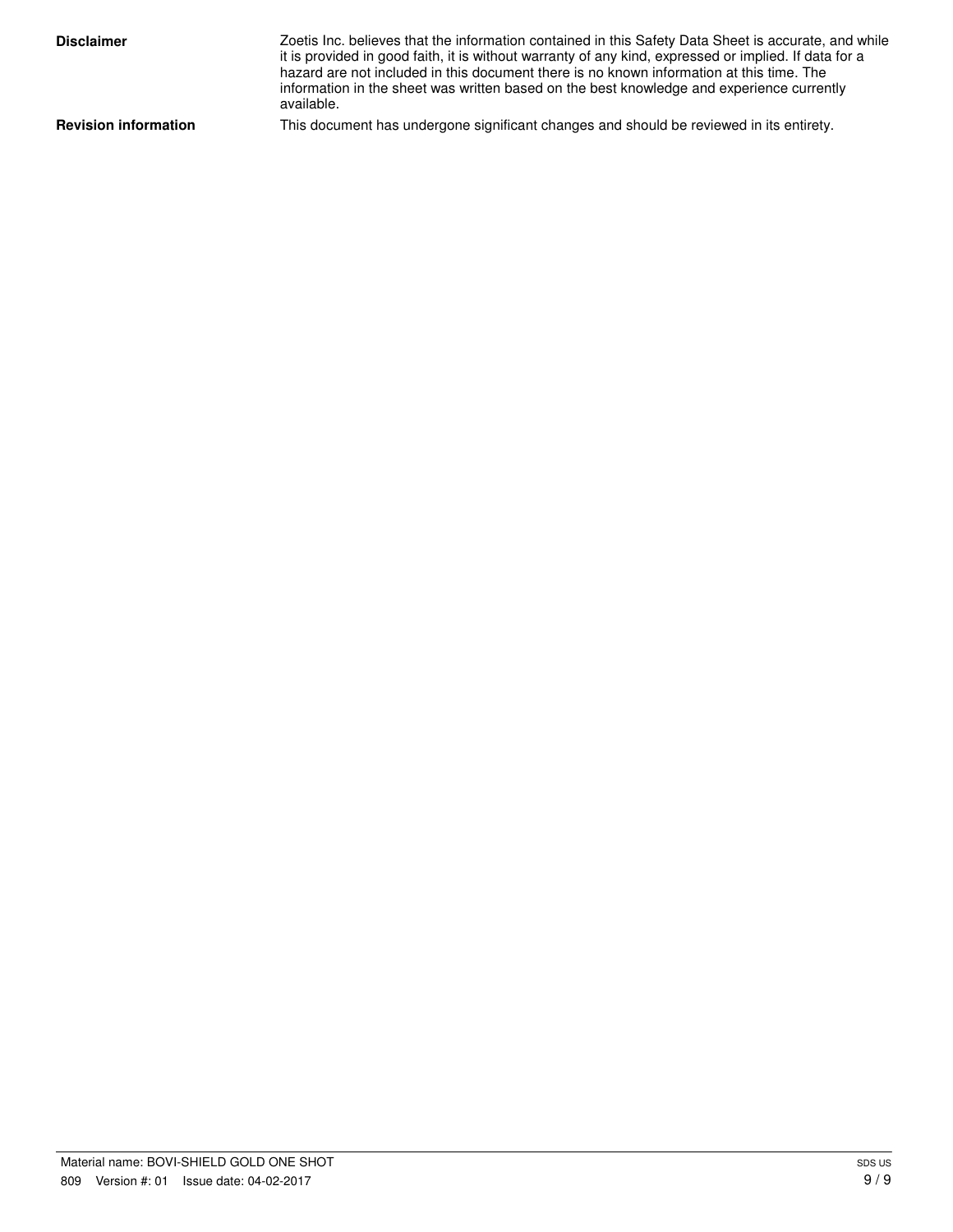**Disclaimer**

Zoetis Inc. believes that the information contained in this Safety Data Sheet is accurate, and while it is provided in good faith, it is without warranty of any kind, expressed or implied. If data for a hazard are not included in this document there is no known information at this time. The information in the sheet was written based on the best knowledge and experience currently available.

**Revision information**

This document has undergone significant changes and should be reviewed in its entirety.